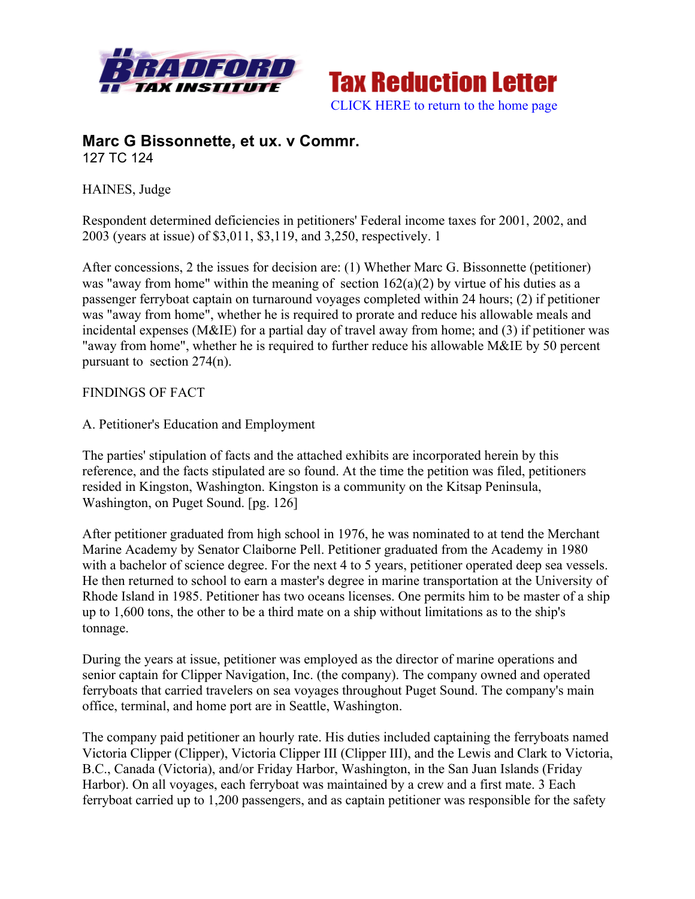Tax Reduction Letter

CLICK HERE to return to the home page

## Marc G Bissonnette, et ux. v Commr.

127 TC 124

HAINES, Judge

Respondent determined deficiencies in petitioners' Federal income taxes for 2001, 2002, and 2003 (years at issue) of $3,011, $3,119, and 3,250, respectively. 1

After concessions, 2 the issues for decision are: (1) Whether Marc G. Bissonnette (petitioner) was "away from home" within the meaning of section 162(a)(2) by virtue of his duties as a passenger ferryboat captain on turnaround voyages completed within 24 hours; (2) if petitioner was "away from home", whether he is required to prorate and reduce his allowable meals and incidental expenses (M&IE) for a partial day of travel away from home; and (3) if petitioner was "away from home", whether he is required to further reduce his allowable M&IE by 50 percent pursuant to section 274(n).

FINDINGS OF FACT

A. Petitioner's Education and Employment

The parties' stipulation of facts and the attached exhibits are incorporated herein by this reference, and the facts stipulated are so found. At the time the petition was filed, petitioners resided in Kingston, Washington. Kingston is a community on the Kitsap Peninsula, Washington, on Puget Sound. [pg. 126]

After petitioner graduated from high school in 1976, he was nominated to at tend the Merchant Marine Academy by Senator Claiborne Pell. Petitioner graduated from the Academy in 1980 with a bachelor of science degree. For the next 4 to 5 years, petitioner operated deep sea vessels. He then returned to school to earn a master's degree in marine transportation at the University of Rhode Island in 1985. Petitioner has two oceans licenses. One permits him to be master of a ship up to 1,600 tons, the other to be a third mate on a ship without limitations as to the ship's tonnage.

During the years at issue, petitioner was employed as the director of marine operations and senior captain for Clipper Navigation, Inc. (the company). The company owned and operated ferryboats that carried travelers on sea voyages throughout Puget Sound. The company's main office, terminal, and home port are in Seattle, Washington.

The company paid petitioner an hourly rate. His duties included captaining the ferryboats named Victoria Clipper (Clipper), Victoria Clipper III (Clipper III), and the Lewis and Clark to Victoria, B.C., Canada (Victoria), and/or Friday Harbor, Washington, in the San Juan Islands (Friday Harbor). On all voyages, each ferryboat was maintained by a crew and a first mate. 3 Each ferryboat carried up to 1,200 passengers, and as captain petitioner was responsible for the safety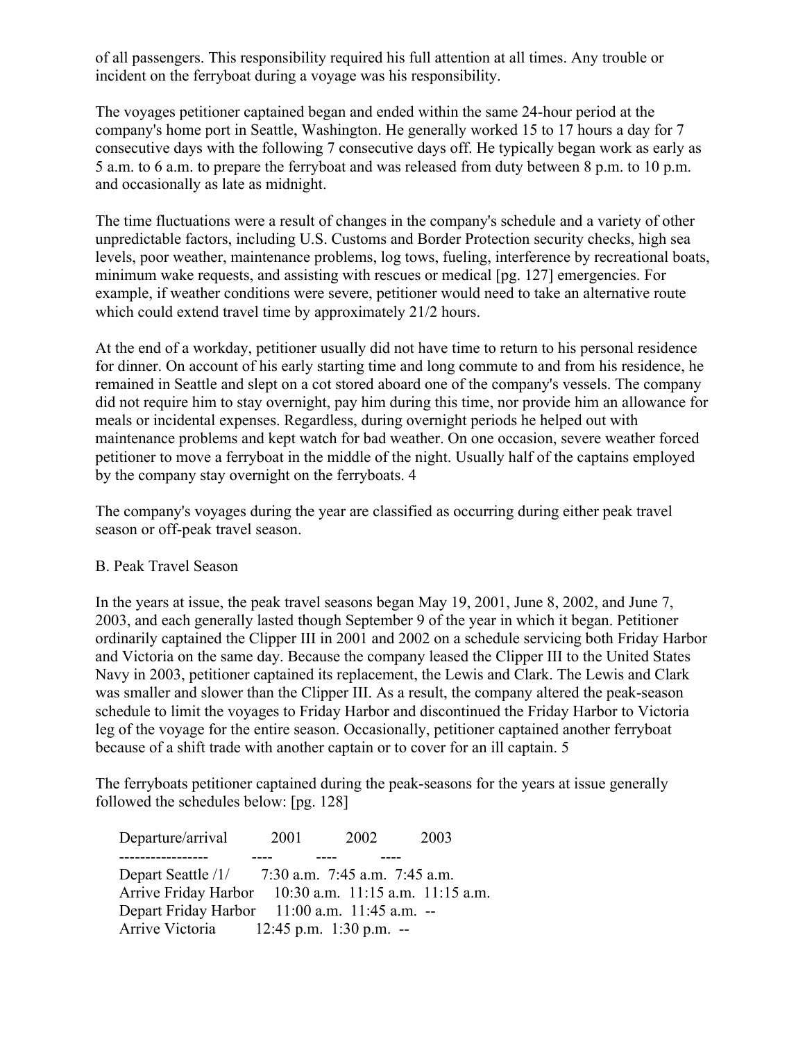of all passengers. This responsibility required his full attention at all times. Any trouble or incident on the ferryboat during a voyage was his responsibility.

The voyages petitioner captained began and ended within the same 24-hour period at the company's home port in Seattle, Washington. He generally worked 15 to 17 hours a day for 7 consecutive days with the following 7 consecutive days off. He typically began work as early as 5 a.m. to 6 a.m. to prepare the ferryboat and was released from duty between 8 p.m. to 10 p.m. and occasionally as late as midnight.

The time fluctuations were a result of changes in the company's schedule and a variety of other unpredictable factors, including U.S. Customs and Border Protection security checks, high sea levels, poor weather, maintenance problems, log tows, fueling, interference by recreational boats, minimum wake requests, and assisting with rescues or medical [pg. 127] emergencies. For example, if weather conditions were severe, petitioner would need to take an alternative route which could extend travel time by approximately 21/2 hours.

At the end of a workday, petitioner usually did not have time to return to his personal residence for dinner. On account of his early starting time and long commute to and from his residence, he remained in Seattle and slept on a cot stored aboard one of the company's vessels. The company did not require him to stay overnight, pay him during this time, nor provide him an allowance for meals or incidental expenses. Regardless, during overnight periods he helped out with maintenance problems and kept watch for bad weather. On one occasion, severe weather forced petitioner to move a ferryboat in the middle of the night. Usually half of the captains employed by the company stay overnight on the ferryboats. 4

The company's voyages during the year are classified as occurring during either peak travel season or off-peak travel season.

B. Peak Travel Season

In the years at issue, the peak travel seasons began May 19, 2001, June 8, 2002, and June 7, 2003, and each generally lasted though September 9 of the year in which it began. Petitioner ordinarily captained the Clipper III in 2001 and 2002 on a schedule servicing both Friday Harbor and Victoria on the same day. Because the company leased the Clipper III to the United States Navy in 2003, petitioner captained its replacement, the Lewis and Clark. The Lewis and Clark was smaller and slower than the Clipper III. As a result, the company altered the peak-season schedule to limit the voyages to Friday Harbor and discontinued the Friday Harbor to Victoria leg of the voyage for the entire season. Occasionally, petitioner captained another ferryboat because of a shift trade with another captain or to cover for an ill captain. 5

The ferryboats petitioner captained during the peak-seasons for the years at issue generally followed the schedules below: [pg. 128]

| Departure/arrival | 2001 | 2002 | 2003 |
|---|---|---|---|
| Depart Seattle /1/ | 7:30 a.m. | 7:45 a.m. | 7:45 a.m. |
| Arrive Friday Harbor | 10:30 a.m. | 11:15 a.m. | 11:15 a.m. |
| Depart Friday Harbor | 11:00 a.m. | 11:45 a.m. | -- |
| Arrive Victoria | 12:45 p.m. | 1:30 p.m. | -- |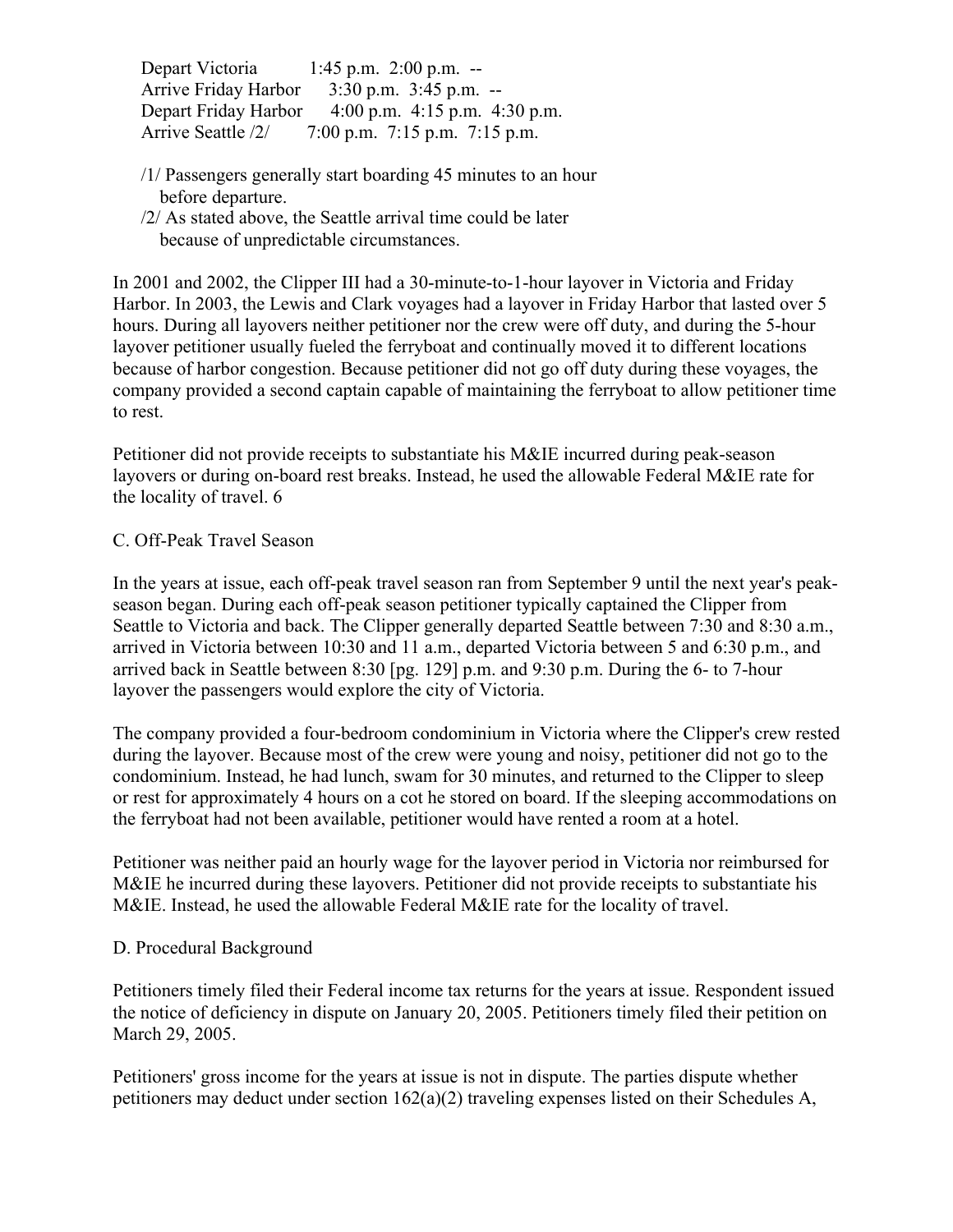| | | | |
|---|---|---|---|
| Depart Victoria | 1:45 p.m. | 2:00 p.m. | -- |
| Arrive Friday Harbor | 3:30 p.m. | 3:45 p.m. | -- |
| Depart Friday Harbor | 4:00 p.m. | 4:15 p.m. | 4:30 p.m. |
| Arrive Seattle /2/ | 7:00 p.m. | 7:15 p.m. | 7:15 p.m. |

/1/ Passengers generally start boarding 45 minutes to an hour before departure.
/2/ As stated above, the Seattle arrival time could be later because of unpredictable circumstances.

In 2001 and 2002, the Clipper III had a 30-minute-to-1-hour layover in Victoria and Friday Harbor. In 2003, the Lewis and Clark voyages had a layover in Friday Harbor that lasted over 5 hours. During all layovers neither petitioner nor the crew were off duty, and during the 5-hour layover petitioner usually fueled the ferryboat and continually moved it to different locations because of harbor congestion. Because petitioner did not go off duty during these voyages, the company provided a second captain capable of maintaining the ferryboat to allow petitioner time to rest.

Petitioner did not provide receipts to substantiate his M&IE incurred during peak-season layovers or during on-board rest breaks. Instead, he used the allowable Federal M&IE rate for the locality of travel. 6

C. Off-Peak Travel Season

In the years at issue, each off-peak travel season ran from September 9 until the next year's peak-season began. During each off-peak season petitioner typically captained the Clipper from Seattle to Victoria and back. The Clipper generally departed Seattle between 7:30 and 8:30 a.m., arrived in Victoria between 10:30 and 11 a.m., departed Victoria between 5 and 6:30 p.m., and arrived back in Seattle between 8:30 [pg. 129] p.m. and 9:30 p.m. During the 6- to 7-hour layover the passengers would explore the city of Victoria.

The company provided a four-bedroom condominium in Victoria where the Clipper's crew rested during the layover. Because most of the crew were young and noisy, petitioner did not go to the condominium. Instead, he had lunch, swam for 30 minutes, and returned to the Clipper to sleep or rest for approximately 4 hours on a cot he stored on board. If the sleeping accommodations on the ferryboat had not been available, petitioner would have rented a room at a hotel.

Petitioner was neither paid an hourly wage for the layover period in Victoria nor reimbursed for M&IE he incurred during these layovers. Petitioner did not provide receipts to substantiate his M&IE. Instead, he used the allowable Federal M&IE rate for the locality of travel.

D. Procedural Background

Petitioners timely filed their Federal income tax returns for the years at issue. Respondent issued the notice of deficiency in dispute on January 20, 2005. Petitioners timely filed their petition on March 29, 2005.

Petitioners' gross income for the years at issue is not in dispute. The parties dispute whether petitioners may deduct under section 162(a)(2) traveling expenses listed on their Schedules A,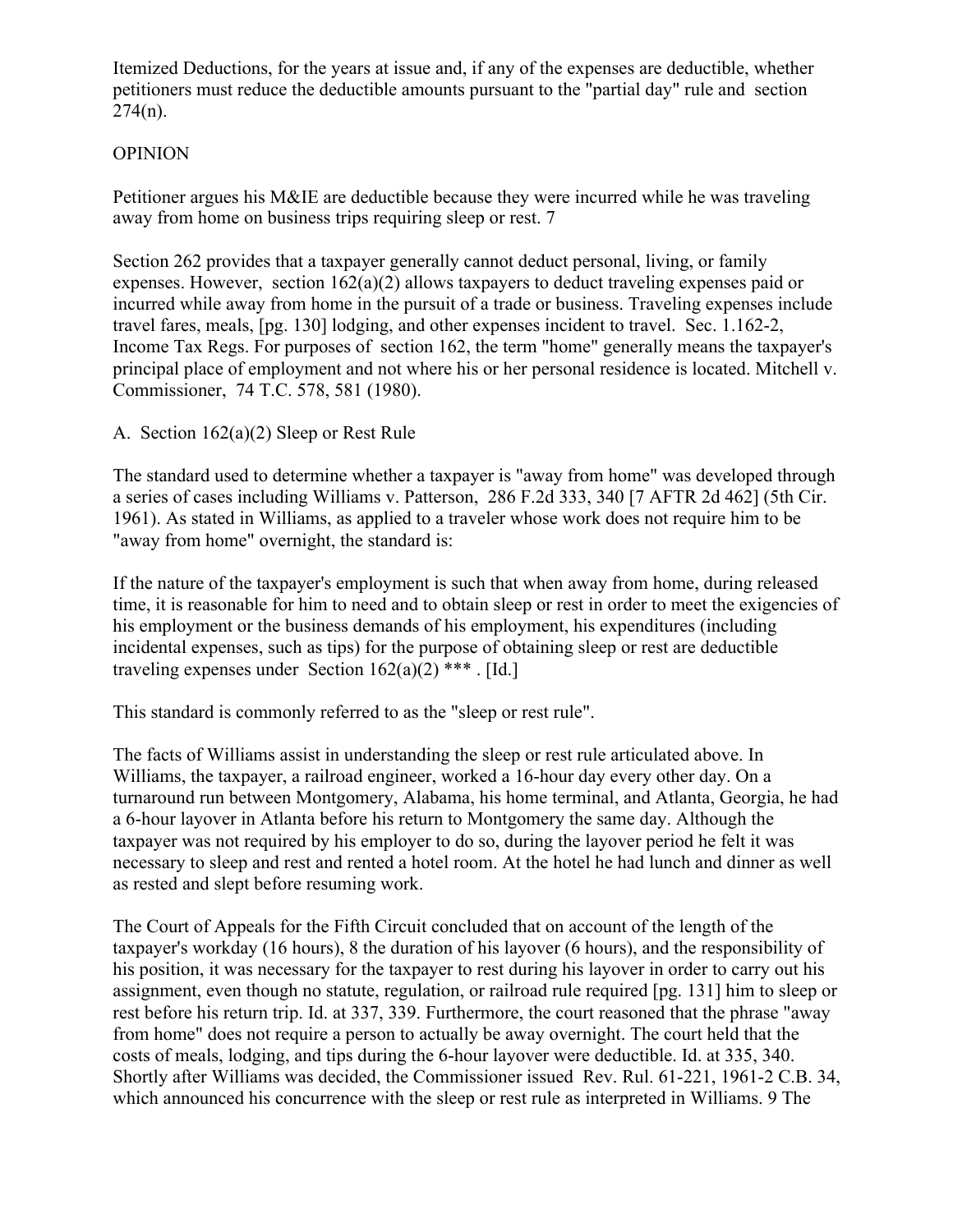Itemized Deductions, for the years at issue and, if any of the expenses are deductible, whether petitioners must reduce the deductible amounts pursuant to the "partial day" rule and section 274(n).

OPINION

Petitioner argues his M&IE are deductible because they were incurred while he was traveling away from home on business trips requiring sleep or rest. 7

Section 262 provides that a taxpayer generally cannot deduct personal, living, or family expenses. However, section 162(a)(2) allows taxpayers to deduct traveling expenses paid or incurred while away from home in the pursuit of a trade or business. Traveling expenses include travel fares, meals, [pg. 130] lodging, and other expenses incident to travel. Sec. 1.162-2, Income Tax Regs. For purposes of section 162, the term "home" generally means the taxpayer's principal place of employment and not where his or her personal residence is located. Mitchell v. Commissioner, 74 T.C. 578, 581 (1980).

A. Section 162(a)(2) Sleep or Rest Rule

The standard used to determine whether a taxpayer is "away from home" was developed through a series of cases including Williams v. Patterson, 286 F.2d 333, 340 [7 AFTR 2d 462] (5th Cir. 1961). As stated in Williams, as applied to a traveler whose work does not require him to be "away from home" overnight, the standard is:

If the nature of the taxpayer's employment is such that when away from home, during released time, it is reasonable for him to need and to obtain sleep or rest in order to meet the exigencies of his employment or the business demands of his employment, his expenditures (including incidental expenses, such as tips) for the purpose of obtaining sleep or rest are deductible traveling expenses under Section 162(a)(2) *** . [Id.]

This standard is commonly referred to as the "sleep or rest rule".

The facts of Williams assist in understanding the sleep or rest rule articulated above. In Williams, the taxpayer, a railroad engineer, worked a 16-hour day every other day. On a turnaround run between Montgomery, Alabama, his home terminal, and Atlanta, Georgia, he had a 6-hour layover in Atlanta before his return to Montgomery the same day. Although the taxpayer was not required by his employer to do so, during the layover period he felt it was necessary to sleep and rest and rented a hotel room. At the hotel he had lunch and dinner as well as rested and slept before resuming work.

The Court of Appeals for the Fifth Circuit concluded that on account of the length of the taxpayer's workday (16 hours), 8 the duration of his layover (6 hours), and the responsibility of his position, it was necessary for the taxpayer to rest during his layover in order to carry out his assignment, even though no statute, regulation, or railroad rule required [pg. 131] him to sleep or rest before his return trip. Id. at 337, 339. Furthermore, the court reasoned that the phrase "away from home" does not require a person to actually be away overnight. The court held that the costs of meals, lodging, and tips during the 6-hour layover were deductible. Id. at 335, 340. Shortly after Williams was decided, the Commissioner issued Rev. Rul. 61-221, 1961-2 C.B. 34, which announced his concurrence with the sleep or rest rule as interpreted in Williams. 9 The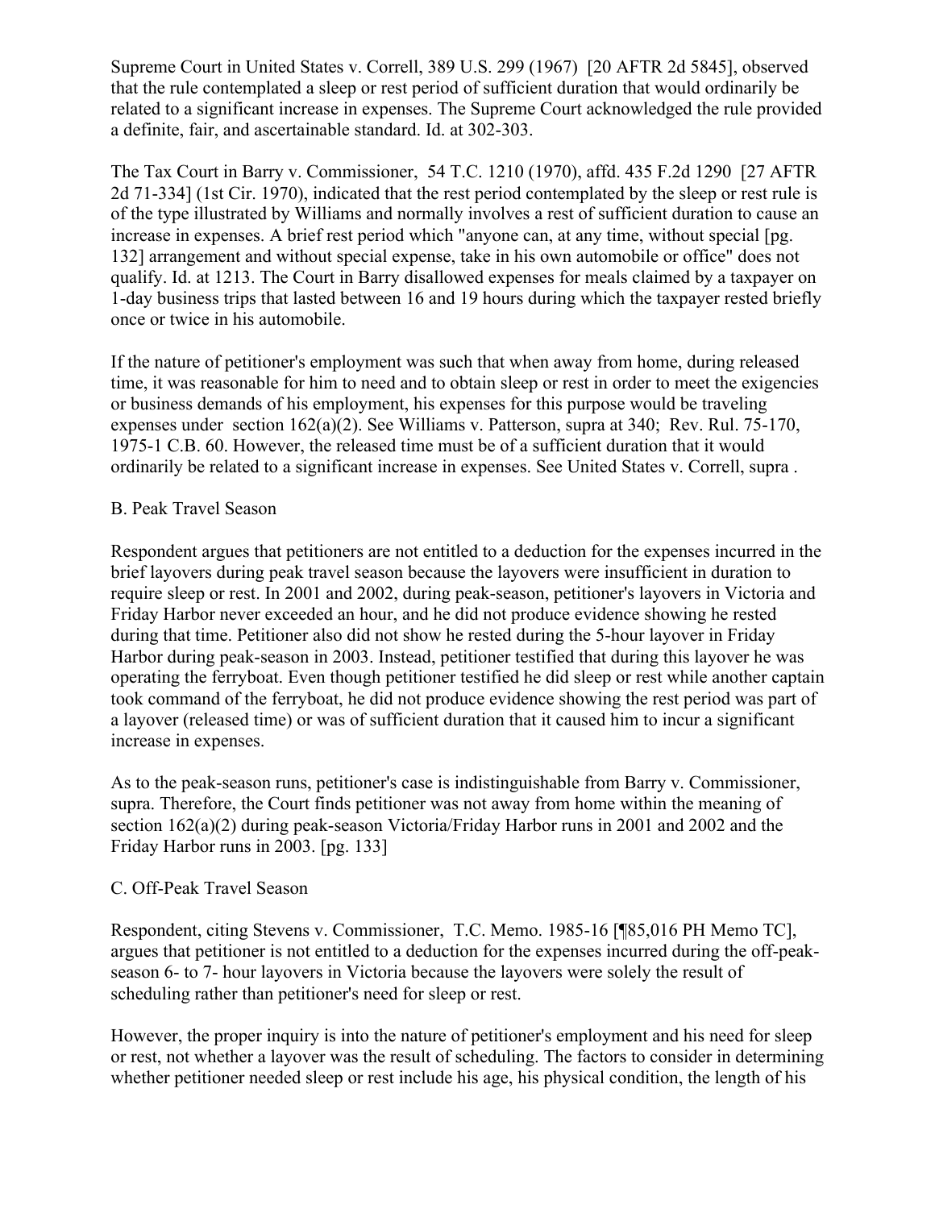Supreme Court in United States v. Correll, 389 U.S. 299 (1967) [20 AFTR 2d 5845], observed that the rule contemplated a sleep or rest period of sufficient duration that would ordinarily be related to a significant increase in expenses. The Supreme Court acknowledged the rule provided a definite, fair, and ascertainable standard. Id. at 302-303.

The Tax Court in Barry v. Commissioner, 54 T.C. 1210 (1970), affd. 435 F.2d 1290 [27 AFTR 2d 71-334] (1st Cir. 1970), indicated that the rest period contemplated by the sleep or rest rule is of the type illustrated by Williams and normally involves a rest of sufficient duration to cause an increase in expenses. A brief rest period which "anyone can, at any time, without special [pg. 132] arrangement and without special expense, take in his own automobile or office" does not qualify. Id. at 1213. The Court in Barry disallowed expenses for meals claimed by a taxpayer on 1-day business trips that lasted between 16 and 19 hours during which the taxpayer rested briefly once or twice in his automobile.

If the nature of petitioner's employment was such that when away from home, during released time, it was reasonable for him to need and to obtain sleep or rest in order to meet the exigencies or business demands of his employment, his expenses for this purpose would be traveling expenses under section 162(a)(2). See Williams v. Patterson, supra at 340; Rev. Rul. 75-170, 1975-1 C.B. 60. However, the released time must be of a sufficient duration that it would ordinarily be related to a significant increase in expenses. See United States v. Correll, supra .

B. Peak Travel Season

Respondent argues that petitioners are not entitled to a deduction for the expenses incurred in the brief layovers during peak travel season because the layovers were insufficient in duration to require sleep or rest. In 2001 and 2002, during peak-season, petitioner's layovers in Victoria and Friday Harbor never exceeded an hour, and he did not produce evidence showing he rested during that time. Petitioner also did not show he rested during the 5-hour layover in Friday Harbor during peak-season in 2003. Instead, petitioner testified that during this layover he was operating the ferryboat. Even though petitioner testified he did sleep or rest while another captain took command of the ferryboat, he did not produce evidence showing the rest period was part of a layover (released time) or was of sufficient duration that it caused him to incur a significant increase in expenses.

As to the peak-season runs, petitioner's case is indistinguishable from Barry v. Commissioner, supra. Therefore, the Court finds petitioner was not away from home within the meaning of section 162(a)(2) during peak-season Victoria/Friday Harbor runs in 2001 and 2002 and the Friday Harbor runs in 2003. [pg. 133]

C. Off-Peak Travel Season

Respondent, citing Stevens v. Commissioner, T.C. Memo. 1985-16 [¶85,016 PH Memo TC], argues that petitioner is not entitled to a deduction for the expenses incurred during the off-peak-season 6- to 7- hour layovers in Victoria because the layovers were solely the result of scheduling rather than petitioner's need for sleep or rest.

However, the proper inquiry is into the nature of petitioner's employment and his need for sleep or rest, not whether a layover was the result of scheduling. The factors to consider in determining whether petitioner needed sleep or rest include his age, his physical condition, the length of his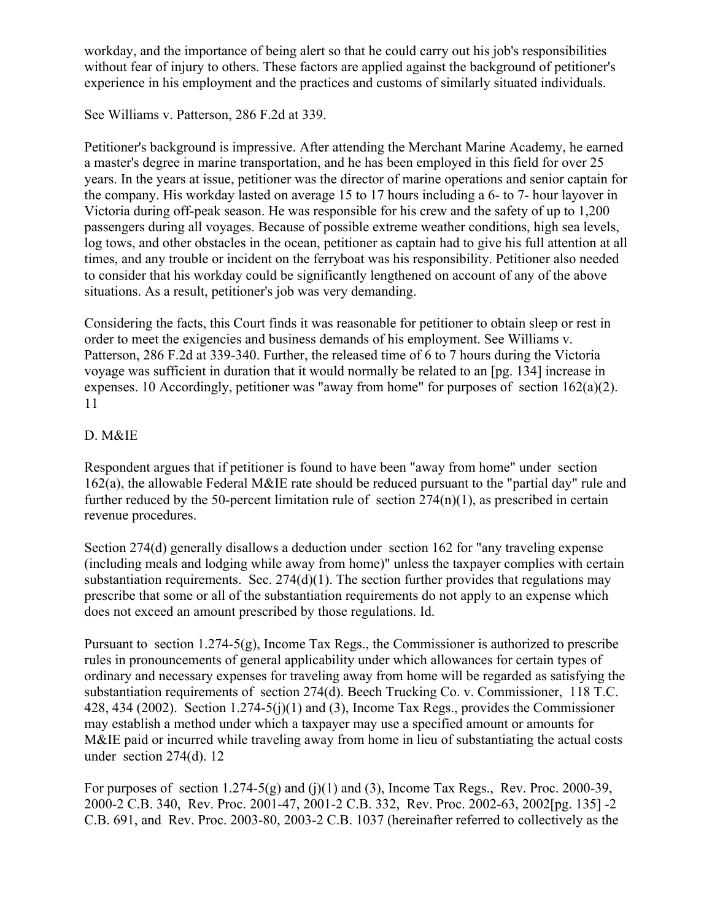workday, and the importance of being alert so that he could carry out his job's responsibilities without fear of injury to others. These factors are applied against the background of petitioner's experience in his employment and the practices and customs of similarly situated individuals.

See Williams v. Patterson, 286 F.2d at 339.

Petitioner's background is impressive. After attending the Merchant Marine Academy, he earned a master's degree in marine transportation, and he has been employed in this field for over 25 years. In the years at issue, petitioner was the director of marine operations and senior captain for the company. His workday lasted on average 15 to 17 hours including a 6- to 7- hour layover in Victoria during off-peak season. He was responsible for his crew and the safety of up to 1,200 passengers during all voyages. Because of possible extreme weather conditions, high sea levels, log tows, and other obstacles in the ocean, petitioner as captain had to give his full attention at all times, and any trouble or incident on the ferryboat was his responsibility. Petitioner also needed to consider that his workday could be significantly lengthened on account of any of the above situations. As a result, petitioner's job was very demanding.

Considering the facts, this Court finds it was reasonable for petitioner to obtain sleep or rest in order to meet the exigencies and business demands of his employment. See Williams v. Patterson, 286 F.2d at 339-340. Further, the released time of 6 to 7 hours during the Victoria voyage was sufficient in duration that it would normally be related to an [pg. 134] increase in expenses. 10 Accordingly, petitioner was "away from home" for purposes of section 162(a)(2). 11

D. M&IE

Respondent argues that if petitioner is found to have been "away from home" under section 162(a), the allowable Federal M&IE rate should be reduced pursuant to the "partial day" rule and further reduced by the 50-percent limitation rule of section 274(n)(1), as prescribed in certain revenue procedures.

Section 274(d) generally disallows a deduction under section 162 for "any traveling expense (including meals and lodging while away from home)" unless the taxpayer complies with certain substantiation requirements. Sec. 274(d)(1). The section further provides that regulations may prescribe that some or all of the substantiation requirements do not apply to an expense which does not exceed an amount prescribed by those regulations. Id.

Pursuant to section 1.274-5(g), Income Tax Regs., the Commissioner is authorized to prescribe rules in pronouncements of general applicability under which allowances for certain types of ordinary and necessary expenses for traveling away from home will be regarded as satisfying the substantiation requirements of section 274(d). Beech Trucking Co. v. Commissioner, 118 T.C. 428, 434 (2002). Section 1.274-5(j)(1) and (3), Income Tax Regs., provides the Commissioner may establish a method under which a taxpayer may use a specified amount or amounts for M&IE paid or incurred while traveling away from home in lieu of substantiating the actual costs under section 274(d). 12

For purposes of section 1.274-5(g) and (j)(1) and (3), Income Tax Regs., Rev. Proc. 2000-39, 2000-2 C.B. 340, Rev. Proc. 2001-47, 2001-2 C.B. 332, Rev. Proc. 2002-63, 2002[pg. 135] -2 C.B. 691, and Rev. Proc. 2003-80, 2003-2 C.B. 1037 (hereinafter referred to collectively as the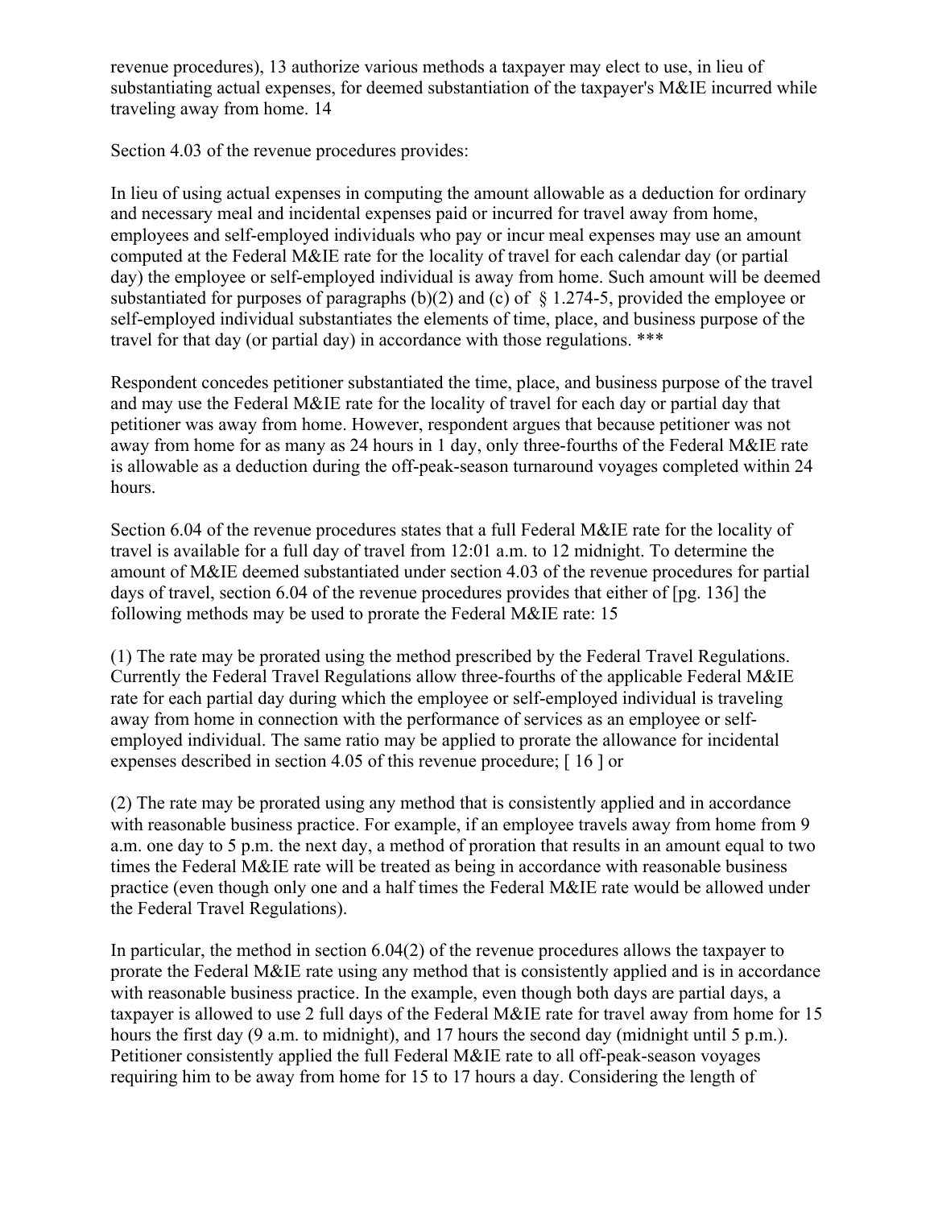revenue procedures), 13 authorize various methods a taxpayer may elect to use, in lieu of substantiating actual expenses, for deemed substantiation of the taxpayer's M&IE incurred while traveling away from home. 14

Section 4.03 of the revenue procedures provides:

In lieu of using actual expenses in computing the amount allowable as a deduction for ordinary and necessary meal and incidental expenses paid or incurred for travel away from home, employees and self-employed individuals who pay or incur meal expenses may use an amount computed at the Federal M&IE rate for the locality of travel for each calendar day (or partial day) the employee or self-employed individual is away from home. Such amount will be deemed substantiated for purposes of paragraphs (b)(2) and (c) of § 1.274-5, provided the employee or self-employed individual substantiates the elements of time, place, and business purpose of the travel for that day (or partial day) in accordance with those regulations. ***

Respondent concedes petitioner substantiated the time, place, and business purpose of the travel and may use the Federal M&IE rate for the locality of travel for each day or partial day that petitioner was away from home. However, respondent argues that because petitioner was not away from home for as many as 24 hours in 1 day, only three-fourths of the Federal M&IE rate is allowable as a deduction during the off-peak-season turnaround voyages completed within 24 hours.

Section 6.04 of the revenue procedures states that a full Federal M&IE rate for the locality of travel is available for a full day of travel from 12:01 a.m. to 12 midnight. To determine the amount of M&IE deemed substantiated under section 4.03 of the revenue procedures for partial days of travel, section 6.04 of the revenue procedures provides that either of [pg. 136] the following methods may be used to prorate the Federal M&IE rate: 15

(1) The rate may be prorated using the method prescribed by the Federal Travel Regulations. Currently the Federal Travel Regulations allow three-fourths of the applicable Federal M&IE rate for each partial day during which the employee or self-employed individual is traveling away from home in connection with the performance of services as an employee or self-employed individual. The same ratio may be applied to prorate the allowance for incidental expenses described in section 4.05 of this revenue procedure; [ 16 ] or

(2) The rate may be prorated using any method that is consistently applied and in accordance with reasonable business practice. For example, if an employee travels away from home from 9 a.m. one day to 5 p.m. the next day, a method of proration that results in an amount equal to two times the Federal M&IE rate will be treated as being in accordance with reasonable business practice (even though only one and a half times the Federal M&IE rate would be allowed under the Federal Travel Regulations).

In particular, the method in section 6.04(2) of the revenue procedures allows the taxpayer to prorate the Federal M&IE rate using any method that is consistently applied and is in accordance with reasonable business practice. In the example, even though both days are partial days, a taxpayer is allowed to use 2 full days of the Federal M&IE rate for travel away from home for 15 hours the first day (9 a.m. to midnight), and 17 hours the second day (midnight until 5 p.m.). Petitioner consistently applied the full Federal M&IE rate to all off-peak-season voyages requiring him to be away from home for 15 to 17 hours a day. Considering the length of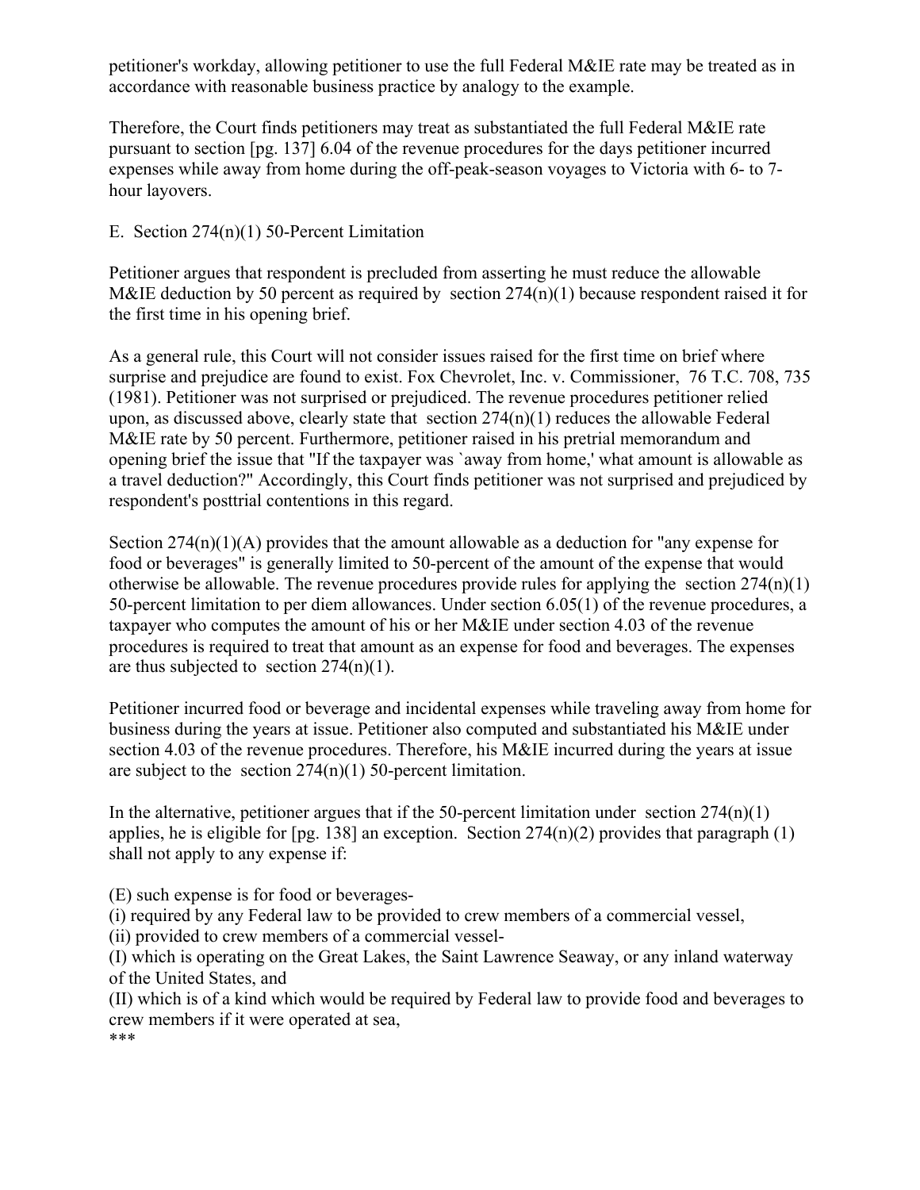petitioner's workday, allowing petitioner to use the full Federal M&IE rate may be treated as in accordance with reasonable business practice by analogy to the example.

Therefore, the Court finds petitioners may treat as substantiated the full Federal M&IE rate pursuant to section [pg. 137] 6.04 of the revenue procedures for the days petitioner incurred expenses while away from home during the off-peak-season voyages to Victoria with 6- to 7-hour layovers.

E. Section 274(n)(1) 50-Percent Limitation

Petitioner argues that respondent is precluded from asserting he must reduce the allowable M&IE deduction by 50 percent as required by section 274(n)(1) because respondent raised it for the first time in his opening brief.

As a general rule, this Court will not consider issues raised for the first time on brief where surprise and prejudice are found to exist. Fox Chevrolet, Inc. v. Commissioner, 76 T.C. 708, 735 (1981). Petitioner was not surprised or prejudiced. The revenue procedures petitioner relied upon, as discussed above, clearly state that section 274(n)(1) reduces the allowable Federal M&IE rate by 50 percent. Furthermore, petitioner raised in his pretrial memorandum and opening brief the issue that "If the taxpayer was `away from home,' what amount is allowable as a travel deduction?" Accordingly, this Court finds petitioner was not surprised and prejudiced by respondent's posttrial contentions in this regard.

Section 274(n)(1)(A) provides that the amount allowable as a deduction for "any expense for food or beverages" is generally limited to 50-percent of the amount of the expense that would otherwise be allowable. The revenue procedures provide rules for applying the section 274(n)(1) 50-percent limitation to per diem allowances. Under section 6.05(1) of the revenue procedures, a taxpayer who computes the amount of his or her M&IE under section 4.03 of the revenue procedures is required to treat that amount as an expense for food and beverages. The expenses are thus subjected to section 274(n)(1).

Petitioner incurred food or beverage and incidental expenses while traveling away from home for business during the years at issue. Petitioner also computed and substantiated his M&IE under section 4.03 of the revenue procedures. Therefore, his M&IE incurred during the years at issue are subject to the section 274(n)(1) 50-percent limitation.

In the alternative, petitioner argues that if the 50-percent limitation under section 274(n)(1) applies, he is eligible for [pg. 138] an exception. Section 274(n)(2) provides that paragraph (1) shall not apply to any expense if:

(E) such expense is for food or beverages-
(i) required by any Federal law to be provided to crew members of a commercial vessel,
(ii) provided to crew members of a commercial vessel-
(I) which is operating on the Great Lakes, the Saint Lawrence Seaway, or any inland waterway of the United States, and
(II) which is of a kind which would be required by Federal law to provide food and beverages to crew members if it were operated at sea,
***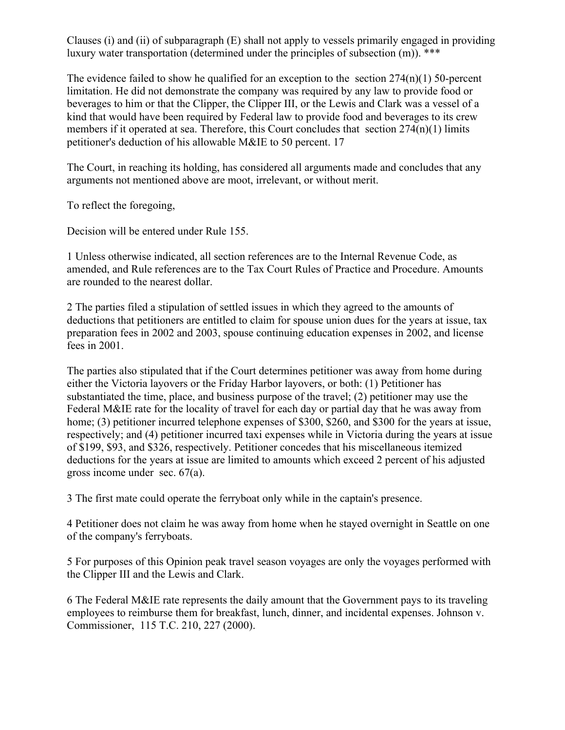Clauses (i) and (ii) of subparagraph (E) shall not apply to vessels primarily engaged in providing luxury water transportation (determined under the principles of subsection (m)). ***

The evidence failed to show he qualified for an exception to the section 274(n)(1) 50-percent limitation. He did not demonstrate the company was required by any law to provide food or beverages to him or that the Clipper, the Clipper III, or the Lewis and Clark was a vessel of a kind that would have been required by Federal law to provide food and beverages to its crew members if it operated at sea. Therefore, this Court concludes that section 274(n)(1) limits petitioner's deduction of his allowable M&IE to 50 percent. 17

The Court, in reaching its holding, has considered all arguments made and concludes that any arguments not mentioned above are moot, irrelevant, or without merit.

To reflect the foregoing,

Decision will be entered under Rule 155.

1 Unless otherwise indicated, all section references are to the Internal Revenue Code, as amended, and Rule references are to the Tax Court Rules of Practice and Procedure. Amounts are rounded to the nearest dollar.

2 The parties filed a stipulation of settled issues in which they agreed to the amounts of deductions that petitioners are entitled to claim for spouse union dues for the years at issue, tax preparation fees in 2002 and 2003, spouse continuing education expenses in 2002, and license fees in 2001.

The parties also stipulated that if the Court determines petitioner was away from home during either the Victoria layovers or the Friday Harbor layovers, or both: (1) Petitioner has substantiated the time, place, and business purpose of the travel; (2) petitioner may use the Federal M&IE rate for the locality of travel for each day or partial day that he was away from home; (3) petitioner incurred telephone expenses of $300, $260, and $300 for the years at issue, respectively; and (4) petitioner incurred taxi expenses while in Victoria during the years at issue of $199, $93, and $326, respectively. Petitioner concedes that his miscellaneous itemized deductions for the years at issue are limited to amounts which exceed 2 percent of his adjusted gross income under sec. 67(a).

3 The first mate could operate the ferryboat only while in the captain's presence.

4 Petitioner does not claim he was away from home when he stayed overnight in Seattle on one of the company's ferryboats.

5 For purposes of this Opinion peak travel season voyages are only the voyages performed with the Clipper III and the Lewis and Clark.

6 The Federal M&IE rate represents the daily amount that the Government pays to its traveling employees to reimburse them for breakfast, lunch, dinner, and incidental expenses. Johnson v. Commissioner, 115 T.C. 210, 227 (2000).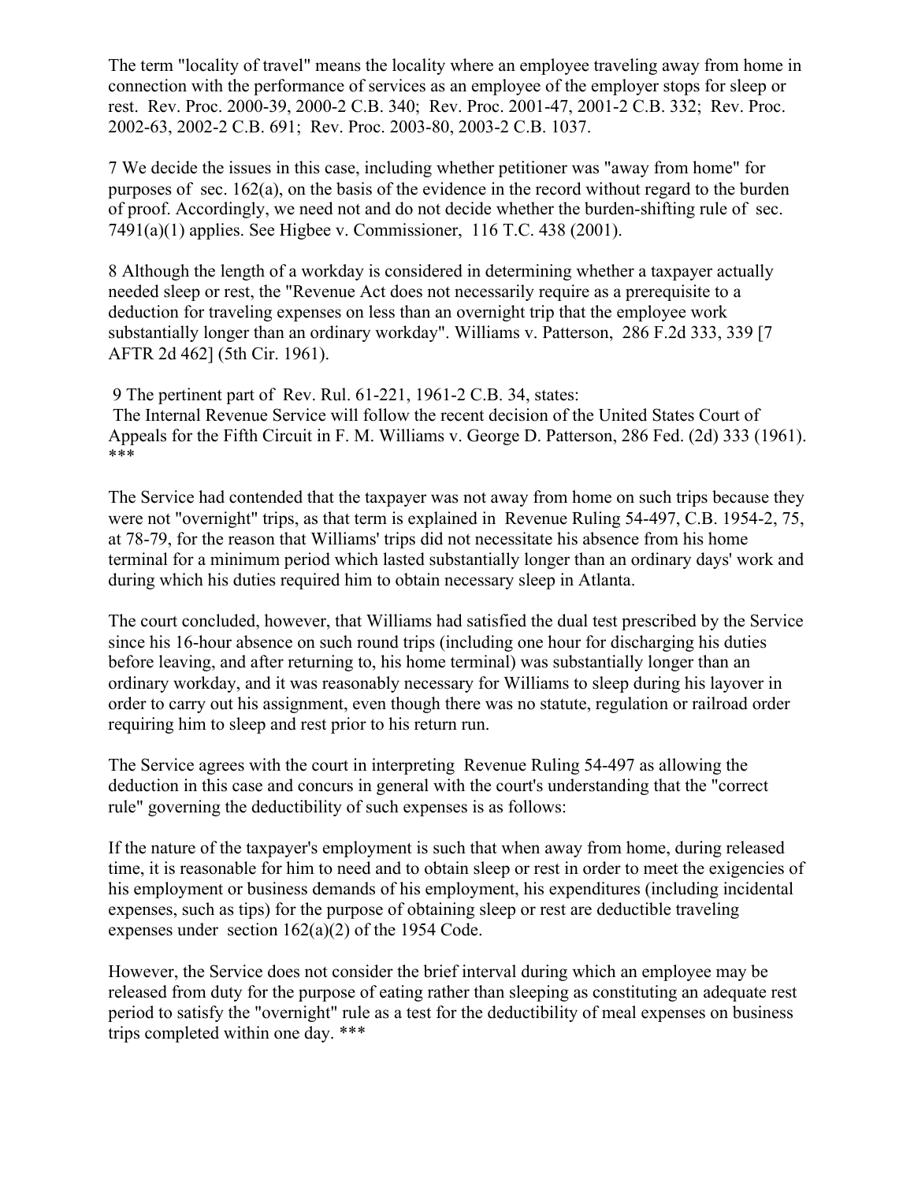The term "locality of travel" means the locality where an employee traveling away from home in connection with the performance of services as an employee of the employer stops for sleep or rest. Rev. Proc. 2000-39, 2000-2 C.B. 340; Rev. Proc. 2001-47, 2001-2 C.B. 332; Rev. Proc. 2002-63, 2002-2 C.B. 691; Rev. Proc. 2003-80, 2003-2 C.B. 1037.

7 We decide the issues in this case, including whether petitioner was "away from home" for purposes of sec. 162(a), on the basis of the evidence in the record without regard to the burden of proof. Accordingly, we need not and do not decide whether the burden-shifting rule of sec. 7491(a)(1) applies. See Higbee v. Commissioner, 116 T.C. 438 (2001).

8 Although the length of a workday is considered in determining whether a taxpayer actually needed sleep or rest, the "Revenue Act does not necessarily require as a prerequisite to a deduction for traveling expenses on less than an overnight trip that the employee work substantially longer than an ordinary workday". Williams v. Patterson, 286 F.2d 333, 339 [7 AFTR 2d 462] (5th Cir. 1961).

9 The pertinent part of Rev. Rul. 61-221, 1961-2 C.B. 34, states:

The Internal Revenue Service will follow the recent decision of the United States Court of Appeals for the Fifth Circuit in F. M. Williams v. George D. Patterson, 286 Fed. (2d) 333 (1961). ***

The Service had contended that the taxpayer was not away from home on such trips because they were not "overnight" trips, as that term is explained in Revenue Ruling 54-497, C.B. 1954-2, 75, at 78-79, for the reason that Williams' trips did not necessitate his absence from his home terminal for a minimum period which lasted substantially longer than an ordinary days' work and during which his duties required him to obtain necessary sleep in Atlanta.

The court concluded, however, that Williams had satisfied the dual test prescribed by the Service since his 16-hour absence on such round trips (including one hour for discharging his duties before leaving, and after returning to, his home terminal) was substantially longer than an ordinary workday, and it was reasonably necessary for Williams to sleep during his layover in order to carry out his assignment, even though there was no statute, regulation or railroad order requiring him to sleep and rest prior to his return run.

The Service agrees with the court in interpreting Revenue Ruling 54-497 as allowing the deduction in this case and concurs in general with the court's understanding that the "correct rule" governing the deductibility of such expenses is as follows:

If the nature of the taxpayer's employment is such that when away from home, during released time, it is reasonable for him to need and to obtain sleep or rest in order to meet the exigencies of his employment or business demands of his employment, his expenditures (including incidental expenses, such as tips) for the purpose of obtaining sleep or rest are deductible traveling expenses under section 162(a)(2) of the 1954 Code.

However, the Service does not consider the brief interval during which an employee may be released from duty for the purpose of eating rather than sleeping as constituting an adequate rest period to satisfy the "overnight" rule as a test for the deductibility of meal expenses on business trips completed within one day. ***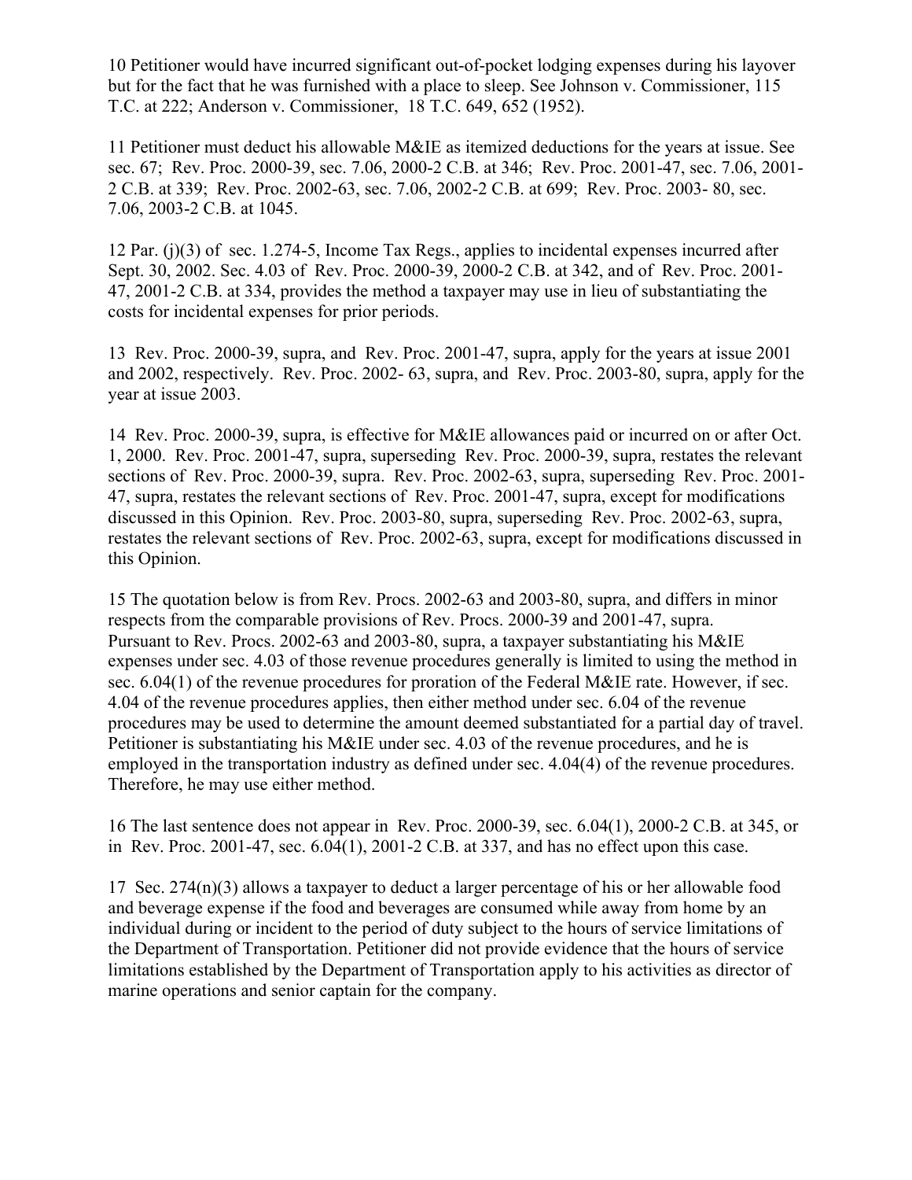10 Petitioner would have incurred significant out-of-pocket lodging expenses during his layover but for the fact that he was furnished with a place to sleep. See Johnson v. Commissioner, 115 T.C. at 222; Anderson v. Commissioner, 18 T.C. 649, 652 (1952).

11 Petitioner must deduct his allowable M&IE as itemized deductions for the years at issue. See sec. 67; Rev. Proc. 2000-39, sec. 7.06, 2000-2 C.B. at 346; Rev. Proc. 2001-47, sec. 7.06, 2001-2 C.B. at 339; Rev. Proc. 2002-63, sec. 7.06, 2002-2 C.B. at 699; Rev. Proc. 2003- 80, sec. 7.06, 2003-2 C.B. at 1045.

12 Par. (j)(3) of sec. 1.274-5, Income Tax Regs., applies to incidental expenses incurred after Sept. 30, 2002. Sec. 4.03 of Rev. Proc. 2000-39, 2000-2 C.B. at 342, and of Rev. Proc. 2001-47, 2001-2 C.B. at 334, provides the method a taxpayer may use in lieu of substantiating the costs for incidental expenses for prior periods.

13 Rev. Proc. 2000-39, supra, and Rev. Proc. 2001-47, supra, apply for the years at issue 2001 and 2002, respectively. Rev. Proc. 2002- 63, supra, and Rev. Proc. 2003-80, supra, apply for the year at issue 2003.

14 Rev. Proc. 2000-39, supra, is effective for M&IE allowances paid or incurred on or after Oct. 1, 2000. Rev. Proc. 2001-47, supra, superseding Rev. Proc. 2000-39, supra, restates the relevant sections of Rev. Proc. 2000-39, supra. Rev. Proc. 2002-63, supra, superseding Rev. Proc. 2001-47, supra, restates the relevant sections of Rev. Proc. 2001-47, supra, except for modifications discussed in this Opinion. Rev. Proc. 2003-80, supra, superseding Rev. Proc. 2002-63, supra, restates the relevant sections of Rev. Proc. 2002-63, supra, except for modifications discussed in this Opinion.

15 The quotation below is from Rev. Procs. 2002-63 and 2003-80, supra, and differs in minor respects from the comparable provisions of Rev. Procs. 2000-39 and 2001-47, supra. Pursuant to Rev. Procs. 2002-63 and 2003-80, supra, a taxpayer substantiating his M&IE expenses under sec. 4.03 of those revenue procedures generally is limited to using the method in sec. 6.04(1) of the revenue procedures for proration of the Federal M&IE rate. However, if sec. 4.04 of the revenue procedures applies, then either method under sec. 6.04 of the revenue procedures may be used to determine the amount deemed substantiated for a partial day of travel. Petitioner is substantiating his M&IE under sec. 4.03 of the revenue procedures, and he is employed in the transportation industry as defined under sec. 4.04(4) of the revenue procedures. Therefore, he may use either method.

16 The last sentence does not appear in Rev. Proc. 2000-39, sec. 6.04(1), 2000-2 C.B. at 345, or in Rev. Proc. 2001-47, sec. 6.04(1), 2001-2 C.B. at 337, and has no effect upon this case.

17 Sec. 274(n)(3) allows a taxpayer to deduct a larger percentage of his or her allowable food and beverage expense if the food and beverages are consumed while away from home by an individual during or incident to the period of duty subject to the hours of service limitations of the Department of Transportation. Petitioner did not provide evidence that the hours of service limitations established by the Department of Transportation apply to his activities as director of marine operations and senior captain for the company.